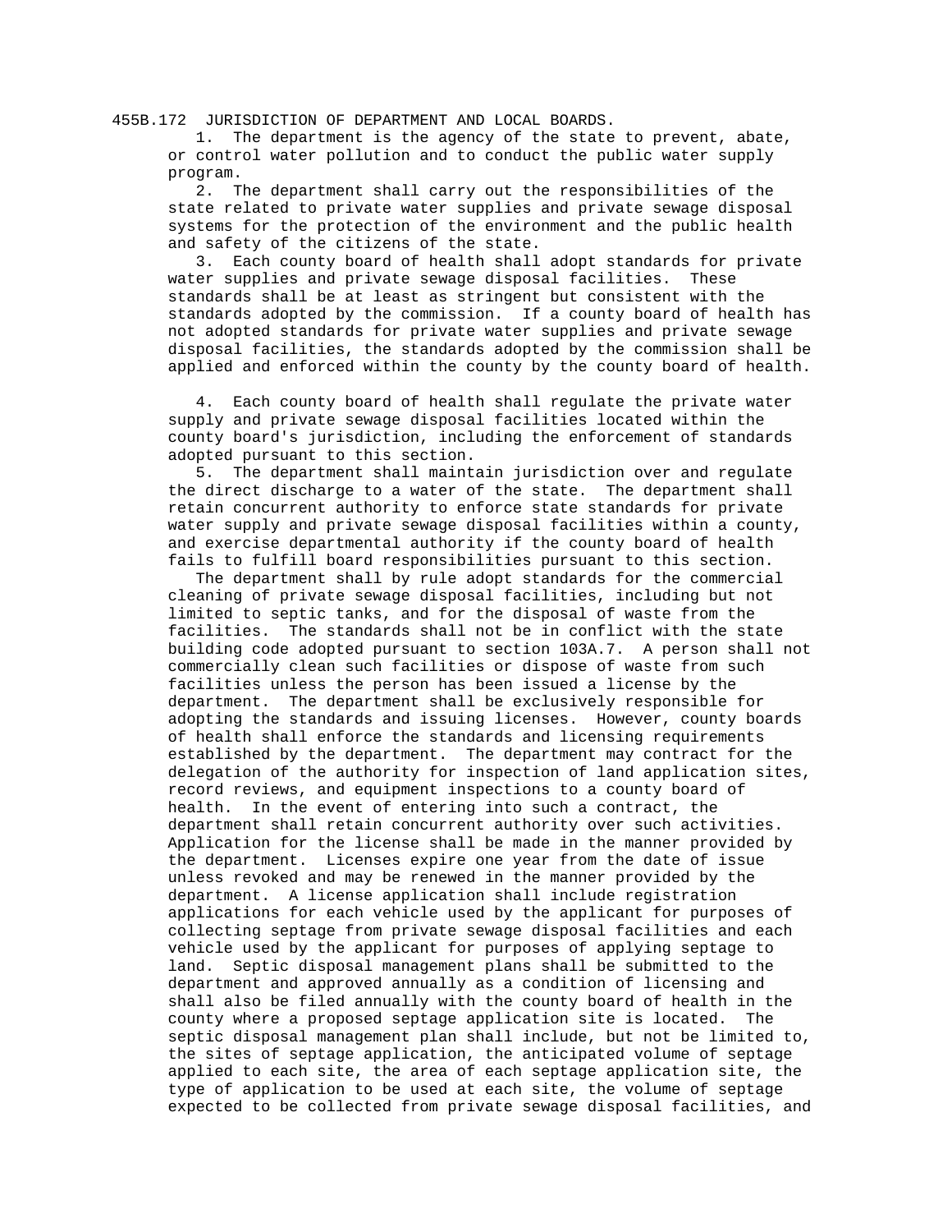# 455B.172 JURISDICTION OF DEPARTMENT AND LOCAL BOARDS.

1. The department is the agency of the state to prevent, abate, or control water pollution and to conduct the public water supply program.

2. The department shall carry out the responsibilities of the state related to private water supplies and private sewage disposal systems for the protection of the environment and the public health and safety of the citizens of the state.

3. Each county board of health shall adopt standards for private water supplies and private sewage disposal facilities. These standards shall be at least as stringent but consistent with the standards adopted by the commission. If a county board of health has not adopted standards for private water supplies and private sewage disposal facilities, the standards adopted by the commission shall be applied and enforced within the county by the county board of health.

4. Each county board of health shall regulate the private water supply and private sewage disposal facilities located within the county board's jurisdiction, including the enforcement of standards adopted pursuant to this section.

5. The department shall maintain jurisdiction over and regulate the direct discharge to a water of the state. The department shall retain concurrent authority to enforce state standards for private water supply and private sewage disposal facilities within a county, and exercise departmental authority if the county board of health fails to fulfill board responsibilities pursuant to this section.

The department shall by rule adopt standards for the commercial cleaning of private sewage disposal facilities, including but not limited to septic tanks, and for the disposal of waste from the facilities. The standards shall not be in conflict with the state building code adopted pursuant to section 103A.7. A person shall not commercially clean such facilities or dispose of waste from such facilities unless the person has been issued a license by the department. The department shall be exclusively responsible for adopting the standards and issuing licenses. However, county boards of health shall enforce the standards and licensing requirements established by the department. The department may contract for the delegation of the authority for inspection of land application sites, record reviews, and equipment inspections to a county board of health. In the event of entering into such a contract, the department shall retain concurrent authority over such activities. Application for the license shall be made in the manner provided by the department. Licenses expire one year from the date of issue unless revoked and may be renewed in the manner provided by the department. A license application shall include registration applications for each vehicle used by the applicant for purposes of collecting septage from private sewage disposal facilities and each vehicle used by the applicant for purposes of applying septage to land. Septic disposal management plans shall be submitted to the department and approved annually as a condition of licensing and shall also be filed annually with the county board of health in the county where a proposed septage application site is located. The septic disposal management plan shall include, but not be limited to, the sites of septage application, the anticipated volume of septage applied to each site, the area of each septage application site, the type of application to be used at each site, the volume of septage expected to be collected from private sewage disposal facilities, and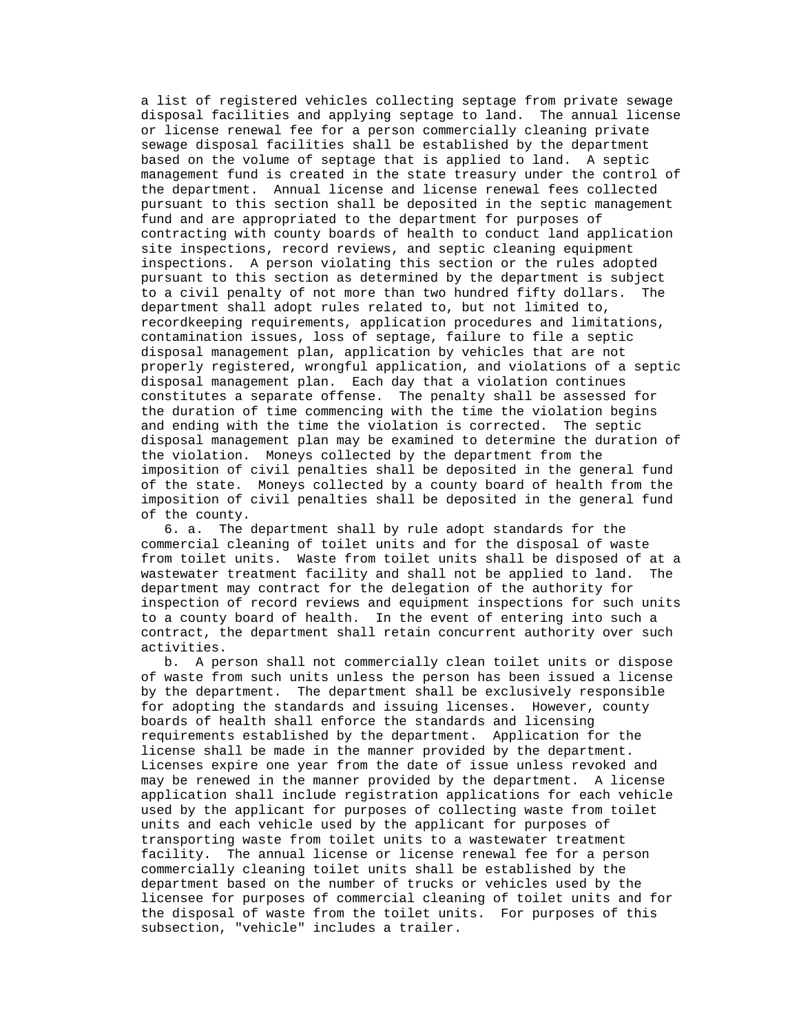a list of registered vehicles collecting septage from private sewage disposal facilities and applying septage to land. The annual license or license renewal fee for a person commercially cleaning private sewage disposal facilities shall be established by the department based on the volume of septage that is applied to land. A septic management fund is created in the state treasury under the control of the department. Annual license and license renewal fees collected pursuant to this section shall be deposited in the septic management fund and are appropriated to the department for purposes of contracting with county boards of health to conduct land application site inspections, record reviews, and septic cleaning equipment inspections. A person violating this section or the rules adopted pursuant to this section as determined by the department is subject to a civil penalty of not more than two hundred fifty dollars. The department shall adopt rules related to, but not limited to, recordkeeping requirements, application procedures and limitations, contamination issues, loss of septage, failure to file a septic disposal management plan, application by vehicles that are not properly registered, wrongful application, and violations of a septic disposal management plan. Each day that a violation continues constitutes a separate offense. The penalty shall be assessed for the duration of time commencing with the time the violation begins and ending with the time the violation is corrected. The septic disposal management plan may be examined to determine the duration of the violation. Moneys collected by the department from the imposition of civil penalties shall be deposited in the general fund of the state. Moneys collected by a county board of health from the imposition of civil penalties shall be deposited in the general fund of the county.

6. a. The department shall by rule adopt standards for the commercial cleaning of toilet units and for the disposal of waste from toilet units. Waste from toilet units shall be disposed of at a wastewater treatment facility and shall not be applied to land. The department may contract for the delegation of the authority for inspection of record reviews and equipment inspections for such units to a county board of health. In the event of entering into such a contract, the department shall retain concurrent authority over such activities.

b. A person shall not commercially clean toilet units or dispose of waste from such units unless the person has been issued a license by the department. The department shall be exclusively responsible for adopting the standards and issuing licenses. However, county boards of health shall enforce the standards and licensing requirements established by the department. Application for the license shall be made in the manner provided by the department. Licenses expire one year from the date of issue unless revoked and may be renewed in the manner provided by the department. A license application shall include registration applications for each vehicle used by the applicant for purposes of collecting waste from toilet units and each vehicle used by the applicant for purposes of transporting waste from toilet units to a wastewater treatment facility. The annual license or license renewal fee for a person commercially cleaning toilet units shall be established by the department based on the number of trucks or vehicles used by the licensee for purposes of commercial cleaning of toilet units and for the disposal of waste from the toilet units. For purposes of this subsection, "vehicle" includes a trailer.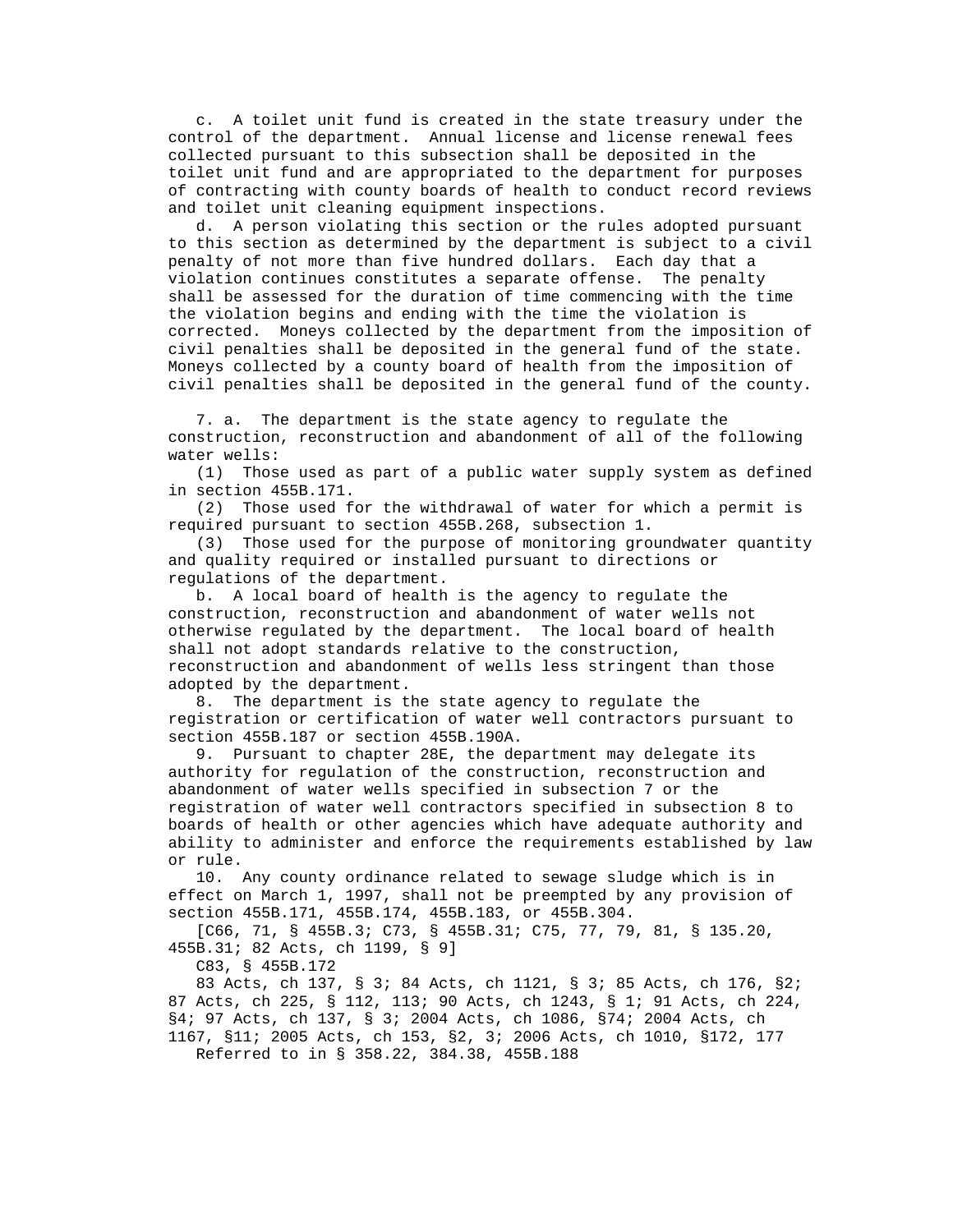c. A toilet unit fund is created in the state treasury under the control of the department. Annual license and license renewal fees collected pursuant to this subsection shall be deposited in the toilet unit fund and are appropriated to the department for purposes of contracting with county boards of health to conduct record reviews and toilet unit cleaning equipment inspections.

d. A person violating this section or the rules adopted pursuant to this section as determined by the department is subject to a civil penalty of not more than five hundred dollars. Each day that a violation continues constitutes a separate offense. The penalty shall be assessed for the duration of time commencing with the time the violation begins and ending with the time the violation is corrected. Moneys collected by the department from the imposition of civil penalties shall be deposited in the general fund of the state. Moneys collected by a county board of health from the imposition of civil penalties shall be deposited in the general fund of the county.

7. a. The department is the state agency to regulate the construction, reconstruction and abandonment of all of the following water wells:

(1) Those used as part of a public water supply system as defined in section 455B.171.

(2) Those used for the withdrawal of water for which a permit is required pursuant to section 455B.268, subsection 1.

(3) Those used for the purpose of monitoring groundwater quantity and quality required or installed pursuant to directions or regulations of the department.

b. A local board of health is the agency to regulate the construction, reconstruction and abandonment of water wells not otherwise regulated by the department. The local board of health shall not adopt standards relative to the construction, reconstruction and abandonment of wells less stringent than those adopted by the department.

8. The department is the state agency to regulate the registration or certification of water well contractors pursuant to section 455B.187 or section 455B.190A.

9. Pursuant to chapter 28E, the department may delegate its authority for regulation of the construction, reconstruction and abandonment of water wells specified in subsection 7 or the registration of water well contractors specified in subsection 8 to boards of health or other agencies which have adequate authority and ability to administer and enforce the requirements established by law or rule.

10. Any county ordinance related to sewage sludge which is in effect on March 1, 1997, shall not be preempted by any provision of section 455B.171, 455B.174, 455B.183, or 455B.304.

[C66, 71, § 455B.3; C73, § 455B.31; C75, 77, 79, 81, § 135.20, 455B.31; 82 Acts, ch 1199, § 9]

C83, § 455B.172

83 Acts, ch 137, § 3; 84 Acts, ch 1121, § 3; 85 Acts, ch 176, §2; 87 Acts, ch 225, § 112, 113; 90 Acts, ch 1243, § 1; 91 Acts, ch 224, §4; 97 Acts, ch 137, § 3; 2004 Acts, ch 1086, §74; 2004 Acts, ch 1167, §11; 2005 Acts, ch 153, §2, 3; 2006 Acts, ch 1010, §172, 177

Referred to in § 358.22, 384.38, 455B.188